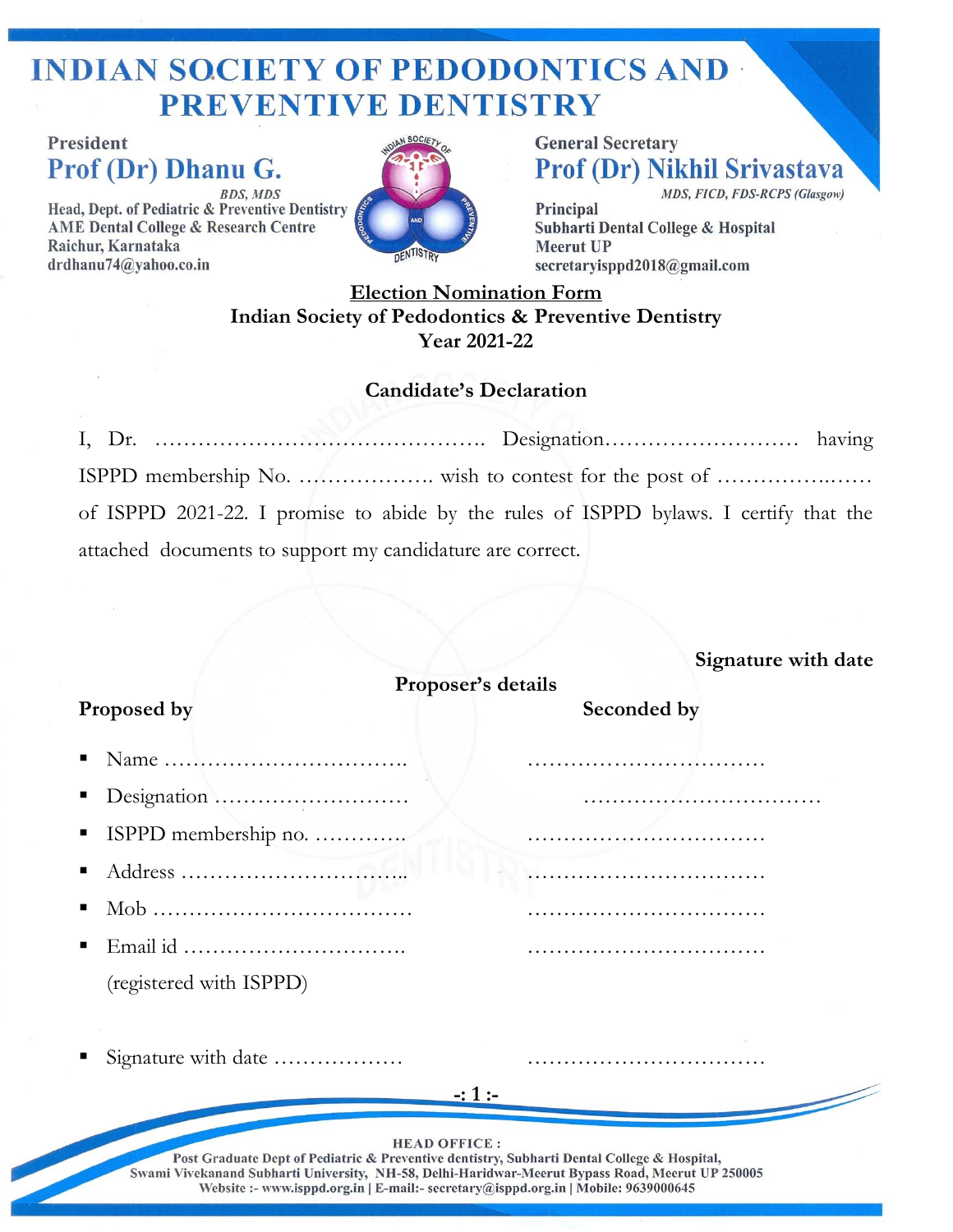# INDIAN SOCIETY OF PEDODONTICS AND PREVENTIVE DENTISTRY

**President**
**Prof (Dr) Dhanu G.**
*BDS, MDS*
Head, Dept. of Pediatric & Preventive Dentistry
AME Dental College & Research Centre
Raichur, Karnataka
drdhanu74@yahoo.co.in

**General Secretary**
**Prof (Dr) Nikhil Srivastava**
*MDS, FICD, FDS-RCPS (Glasgow)*
Principal
Subharti Dental College & Hospital
Meerut UP
secretaryisppd2018@gmail.com

## Election Nomination Form

**Indian Society of Pedodontics & Preventive Dentistry**
**Year 2021-22**

### Candidate's Declaration

I, Dr. ……………………………………….. Designation……………………… having ISPPD membership No. ………………. wish to contest for the post of ………………..…… of ISPPD 2021-22. I promise to abide by the rules of ISPPD bylaws. I certify that the attached documents to support my candidature are correct.

**Signature with date**

### Proposer's details

| **Proposed by** | **Seconded by** |
|---|---|
| Name …………………………….. | …………………………… |
| Designation ……………………… | …………………………… |
| ISPPD membership no. …………. | …………………………… |
| Address …………………………... | …………………………… |
| Mob ……………………………… | …………………………… |
| Email id ………………………….. (registered with ISPPD) | …………………………… |
| Signature with date ……………… | …………………………… |

HEAD OFFICE :
Post Graduate Dept of Pediatric & Preventive dentistry, Subharti Dental College & Hospital,
Swami Vivekanand Subharti University, NH-58, Delhi-Haridwar-Meerut Bypass Road, Meerut UP 250005
Website :- www.isppd.org.in | E-mail:- secretary@isppd.org.in | Mobile: 9639000645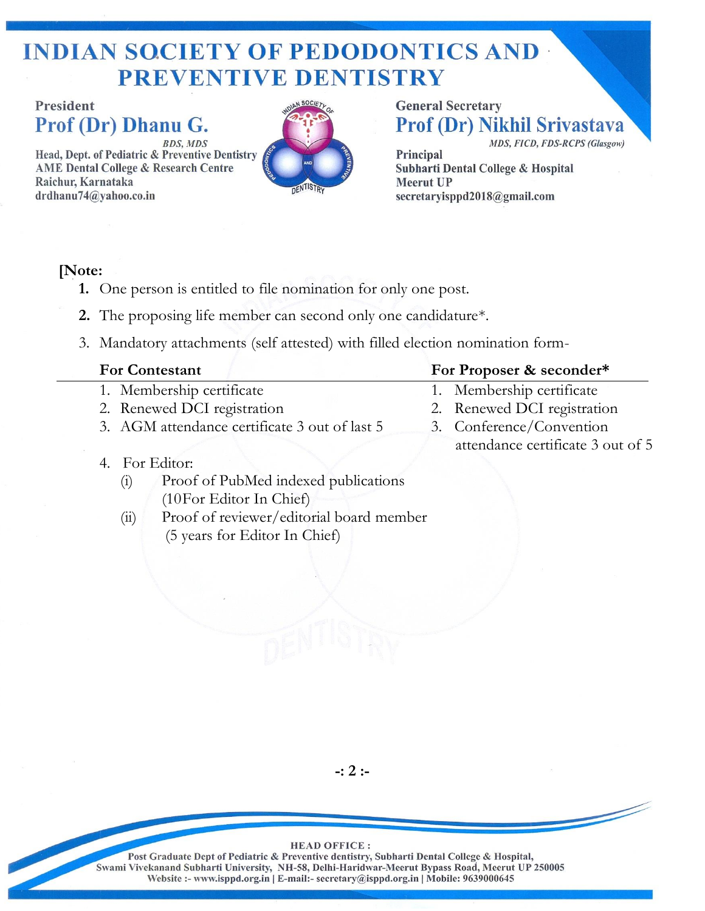**INDIAN SOCIETY OF PEDODONTICS AND PREVENTIVE DENTISTRY**

**President**
**Prof (Dr) Dhanu G.**
*BDS, MDS*
Head, Dept. of Pediatric & Preventive Dentistry
AME Dental College & Research Centre
Raichur, Karnataka
drdhanu74@yahoo.co.in

**General Secretary**
**Prof (Dr) Nikhil Srivastava**
*MDS, FICD, FDS-RCPS (Glasgow)*
Principal
Subharti Dental College & Hospital
Meerut UP
secretaryisppd2018@gmail.com

**[Note:**

1. One person is entitled to file nomination for only one post.
2. The proposing life member can second only one candidature*.
3. Mandatory attachments (self attested) with filled election nomination form-

| **For Contestant** | **For Proposer & seconder*** |
|---|---|
| 1. Membership certificate | 1. Membership certificate |
| 2. Renewed DCI registration | 2. Renewed DCI registration |
| 3. AGM attendance certificate 3 out of last 5 | 3. Conference/Convention attendance certificate 3 out of 5 |
| 4. For Editor: (i) Proof of PubMed indexed publications (10For Editor In Chief) (ii) Proof of reviewer/editorial board member (5 years for Editor In Chief) | |

**HEAD OFFICE :**
Post Graduate Dept of Pediatric & Preventive dentistry, Subharti Dental College & Hospital, Swami Vivekanand Subharti University, NH-58, Delhi-Haridwar-Meerut Bypass Road, Meerut UP 250005
Website :- www.isppd.org.in | E-mail:- secretary@isppd.org.in | Mobile: 9639000645